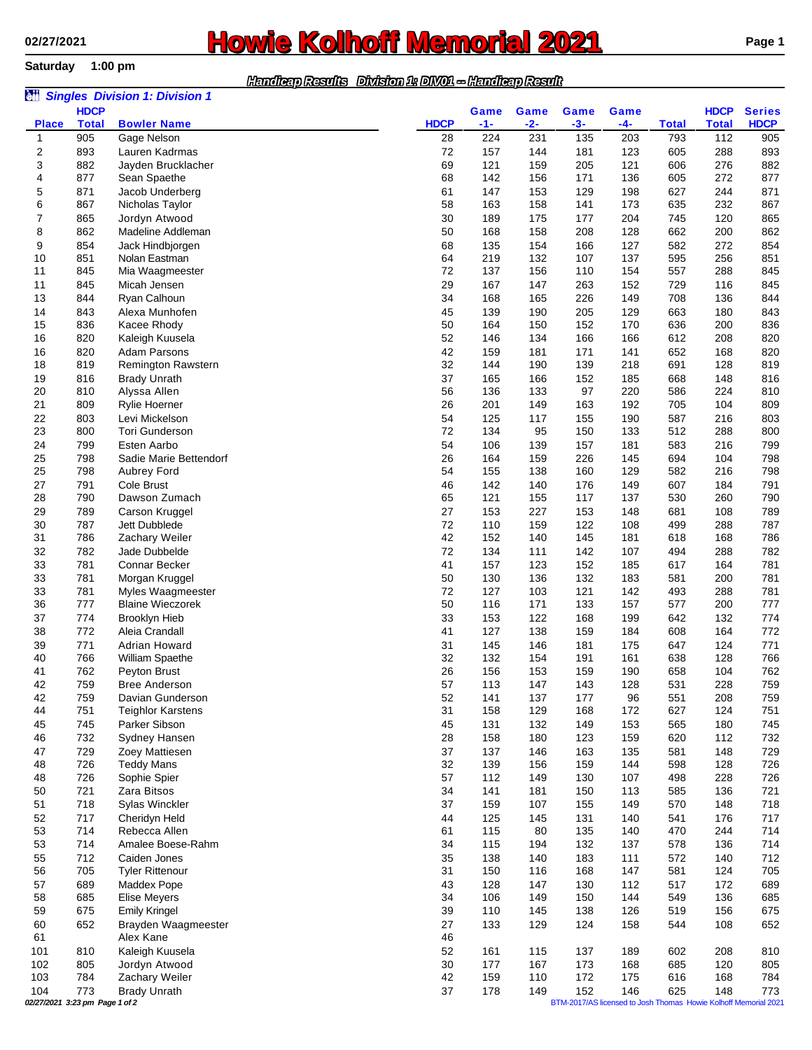# Howie Kolhoff Memorial 2021

02/27/2021

Saturday 1:00 pm

***Handicap Results Division 1: DIV01 -- Handicap Result***

## *Singles Division 1: Division 1*

| Place | HDCP Total | Bowler Name | HDCP | Game -1- | Game -2- | Game -3- | Game -4- | Total | HDCP Total | Series HDCP |
|---|---|---|---|---|---|---|---|---|---|---|
| 1 | 905 | Gage Nelson | 28 | 224 | 231 | 135 | 203 | 793 | 112 | 905 |
| 2 | 893 | Lauren Kadrmas | 72 | 157 | 144 | 181 | 123 | 605 | 288 | 893 |
| 3 | 882 | Jayden Brucklacher | 69 | 121 | 159 | 205 | 121 | 606 | 276 | 882 |
| 4 | 877 | Sean Spaethe | 68 | 142 | 156 | 171 | 136 | 605 | 272 | 877 |
| 5 | 871 | Jacob Underberg | 61 | 147 | 153 | 129 | 198 | 627 | 244 | 871 |
| 6 | 867 | Nicholas Taylor | 58 | 163 | 158 | 141 | 173 | 635 | 232 | 867 |
| 7 | 865 | Jordyn Atwood | 30 | 189 | 175 | 177 | 204 | 745 | 120 | 865 |
| 8 | 862 | Madeline Addleman | 50 | 168 | 158 | 208 | 128 | 662 | 200 | 862 |
| 9 | 854 | Jack Hindbjorgen | 68 | 135 | 154 | 166 | 127 | 582 | 272 | 854 |
| 10 | 851 | Nolan Eastman | 64 | 219 | 132 | 107 | 137 | 595 | 256 | 851 |
| 11 | 845 | Mia Waagmeester | 72 | 137 | 156 | 110 | 154 | 557 | 288 | 845 |
| 11 | 845 | Micah Jensen | 29 | 167 | 147 | 263 | 152 | 729 | 116 | 845 |
| 13 | 844 | Ryan Calhoun | 34 | 168 | 165 | 226 | 149 | 708 | 136 | 844 |
| 14 | 843 | Alexa Munhofen | 45 | 139 | 190 | 205 | 129 | 663 | 180 | 843 |
| 15 | 836 | Kacee Rhody | 50 | 164 | 150 | 152 | 170 | 636 | 200 | 836 |
| 16 | 820 | Kaleigh Kuusela | 52 | 146 | 134 | 166 | 166 | 612 | 208 | 820 |
| 16 | 820 | Adam Parsons | 42 | 159 | 181 | 171 | 141 | 652 | 168 | 820 |
| 18 | 819 | Remington Rawstern | 32 | 144 | 190 | 139 | 218 | 691 | 128 | 819 |
| 19 | 816 | Brady Unrath | 37 | 165 | 166 | 152 | 185 | 668 | 148 | 816 |
| 20 | 810 | Alyssa Allen | 56 | 136 | 133 | 97 | 220 | 586 | 224 | 810 |
| 21 | 809 | Rylie Hoerner | 26 | 201 | 149 | 163 | 192 | 705 | 104 | 809 |
| 22 | 803 | Levi Mickelson | 54 | 125 | 117 | 155 | 190 | 587 | 216 | 803 |
| 23 | 800 | Tori Gunderson | 72 | 134 | 95 | 150 | 133 | 512 | 288 | 800 |
| 24 | 799 | Esten Aarbo | 54 | 106 | 139 | 157 | 181 | 583 | 216 | 799 |
| 25 | 798 | Sadie Marie Bettendorf | 26 | 164 | 159 | 226 | 145 | 694 | 104 | 798 |
| 25 | 798 | Aubrey Ford | 54 | 155 | 138 | 160 | 129 | 582 | 216 | 798 |
| 27 | 791 | Cole Brust | 46 | 142 | 140 | 176 | 149 | 607 | 184 | 791 |
| 28 | 790 | Dawson Zumach | 65 | 121 | 155 | 117 | 137 | 530 | 260 | 790 |
| 29 | 789 | Carson Kruggel | 27 | 153 | 227 | 153 | 148 | 681 | 108 | 789 |
| 30 | 787 | Jett Dubblede | 72 | 110 | 159 | 122 | 108 | 499 | 288 | 787 |
| 31 | 786 | Zachary Weiler | 42 | 152 | 140 | 145 | 181 | 618 | 168 | 786 |
| 32 | 782 | Jade Dubbelde | 72 | 134 | 111 | 142 | 107 | 494 | 288 | 782 |
| 33 | 781 | Connar Becker | 41 | 157 | 123 | 152 | 185 | 617 | 164 | 781 |
| 33 | 781 | Morgan Kruggel | 50 | 130 | 136 | 132 | 183 | 581 | 200 | 781 |
| 33 | 781 | Myles Waagmeester | 72 | 127 | 103 | 121 | 142 | 493 | 288 | 781 |
| 36 | 777 | Blaine Wieczorek | 50 | 116 | 171 | 133 | 157 | 577 | 200 | 777 |
| 37 | 774 | Brooklyn Hieb | 33 | 153 | 122 | 168 | 199 | 642 | 132 | 774 |
| 38 | 772 | Aleia Crandall | 41 | 127 | 138 | 159 | 184 | 608 | 164 | 772 |
| 39 | 771 | Adrian Howard | 31 | 145 | 146 | 181 | 175 | 647 | 124 | 771 |
| 40 | 766 | William Spaethe | 32 | 132 | 154 | 191 | 161 | 638 | 128 | 766 |
| 41 | 762 | Peyton Brust | 26 | 156 | 153 | 159 | 190 | 658 | 104 | 762 |
| 42 | 759 | Bree Anderson | 57 | 113 | 147 | 143 | 128 | 531 | 228 | 759 |
| 42 | 759 | Davian Gunderson | 52 | 141 | 137 | 177 | 96 | 551 | 208 | 759 |
| 44 | 751 | Teighlor Karstens | 31 | 158 | 129 | 168 | 172 | 627 | 124 | 751 |
| 45 | 745 | Parker Sibson | 45 | 131 | 132 | 149 | 153 | 565 | 180 | 745 |
| 46 | 732 | Sydney Hansen | 28 | 158 | 180 | 123 | 159 | 620 | 112 | 732 |
| 47 | 729 | Zoey Mattiesen | 37 | 137 | 146 | 163 | 135 | 581 | 148 | 729 |
| 48 | 726 | Teddy Mans | 32 | 139 | 156 | 159 | 144 | 598 | 128 | 726 |
| 48 | 726 | Sophie Spier | 57 | 112 | 149 | 130 | 107 | 498 | 228 | 726 |
| 50 | 721 | Zara Bitsos | 34 | 141 | 181 | 150 | 113 | 585 | 136 | 721 |
| 51 | 718 | Sylas Winckler | 37 | 159 | 107 | 155 | 149 | 570 | 148 | 718 |
| 52 | 717 | Cheridyn Held | 44 | 125 | 145 | 131 | 140 | 541 | 176 | 717 |
| 53 | 714 | Rebecca Allen | 61 | 115 | 80 | 135 | 140 | 470 | 244 | 714 |
| 53 | 714 | Amalee Boese-Rahm | 34 | 115 | 194 | 132 | 137 | 578 | 136 | 714 |
| 55 | 712 | Caiden Jones | 35 | 138 | 140 | 183 | 111 | 572 | 140 | 712 |
| 56 | 705 | Tyler Rittenour | 31 | 150 | 116 | 168 | 147 | 581 | 124 | 705 |
| 57 | 689 | Maddex Pope | 43 | 128 | 147 | 130 | 112 | 517 | 172 | 689 |
| 58 | 685 | Elise Meyers | 34 | 106 | 149 | 150 | 144 | 549 | 136 | 685 |
| 59 | 675 | Emily Kringel | 39 | 110 | 145 | 138 | 126 | 519 | 156 | 675 |
| 60 | 652 | Brayden Waagmeester | 27 | 133 | 129 | 124 | 158 | 544 | 108 | 652 |
| 61 | | Alex Kane | 46 | | | | | | | |
| 101 | 810 | Kaleigh Kuusela | 52 | 161 | 115 | 137 | 189 | 602 | 208 | 810 |
| 102 | 805 | Jordyn Atwood | 30 | 177 | 167 | 173 | 168 | 685 | 120 | 805 |
| 103 | 784 | Zachary Weiler | 42 | 159 | 110 | 172 | 175 | 616 | 168 | 784 |
| 104 | 773 | Brady Unrath | 37 | 178 | 149 | 152 | 146 | 625 | 148 | 773 |

*02/27/2021 3:23 pm Page 1 of 2*

BTM-2017/AS licensed to Josh Thomas Howie Kolhoff Memorial 2021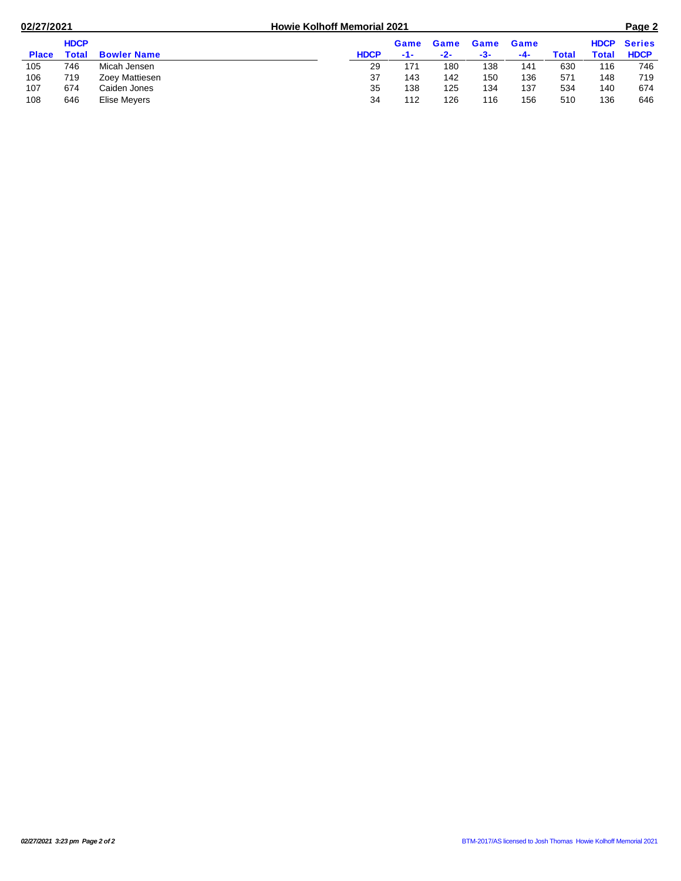| Place | HDCP Total | Bowler Name | HDCP | Game -1- | Game -2- | Game -3- | Game -4- | Total | HDCP Total | Series HDCP |
|---|---|---|---|---|---|---|---|---|---|---|
| 105 | 746 | Micah Jensen | 29 | 171 | 180 | 138 | 141 | 630 | 116 | 746 |
| 106 | 719 | Zoey Mattiesen | 37 | 143 | 142 | 150 | 136 | 571 | 148 | 719 |
| 107 | 674 | Caiden Jones | 35 | 138 | 125 | 134 | 137 | 534 | 140 | 674 |
| 108 | 646 | Elise Meyers | 34 | 112 | 126 | 116 | 156 | 510 | 136 | 646 |